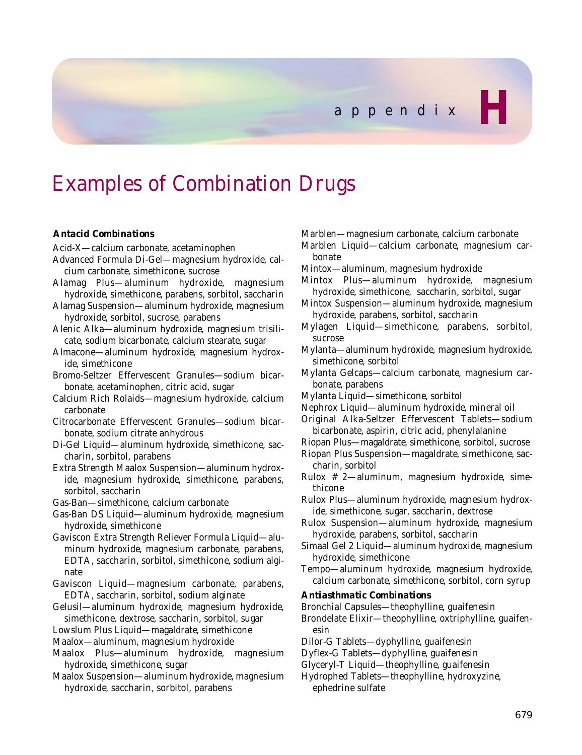# appendix H

# Examples of Combination Drugs

### *Antacid Combinations*

Acid-X—calcium carbonate, acetaminophen

Advanced Formula Di-Gel—magnesium hydroxide, calcium carbonate, simethicone, sucrose

Alamag Plus—aluminum hydroxide, magnesium hydroxide, simethicone, parabens, sorbitol, saccharin

Alamag Suspension—aluminum hydroxide, magnesium hydroxide, sorbitol, sucrose, parabens

Alenic Alka—aluminum hydroxide, magnesium trisilicate, sodium bicarbonate, calcium stearate, sugar

Almacone—aluminum hydroxide, magnesium hydroxide, simethicone

Bromo-Seltzer Effervescent Granules—sodium bicarbonate, acetaminophen, citric acid, sugar

Calcium Rich Rolaids—magnesium hydroxide, calcium carbonate

Citrocarbonate Effervescent Granules—sodium bicarbonate, sodium citrate anhydrous

Di-Gel Liquid—aluminum hydroxide, simethicone, saccharin, sorbitol, parabens

Extra Strength Maalox Suspension—aluminum hydroxide, magnesium hydroxide, simethicone, parabens, sorbitol, saccharin

Gas-Ban—simethicone, calcium carbonate

Gas-Ban DS Liquid—aluminum hydroxide, magnesium hydroxide, simethicone

Gaviscon Extra Strength Reliever Formula Liquid—aluminum hydroxide, magnesium carbonate, parabens, EDTA, saccharin, sorbitol, simethicone, sodium alginate

Gaviscon Liquid—magnesium carbonate, parabens, EDTA, saccharin, sorbitol, sodium alginate

Gelusil—aluminum hydroxide, magnesium hydroxide, simethicone, dextrose, saccharin, sorbitol, sugar

Lowslum Plus Liquid—magaldrate, simethicone

Maalox—aluminum, magnesium hydroxide

Maalox Plus—aluminum hydroxide, magnesium hydroxide, simethicone, sugar

Maalox Suspension—aluminum hydroxide, magnesium hydroxide, saccharin, sorbitol, parabens

Marblen—magnesium carbonate, calcium carbonate

Marblen Liquid—calcium carbonate, magnesium carbonate

Mintox—aluminum, magnesium hydroxide

Mintox Plus—aluminum hydroxide, magnesium hydroxide, simethicone, saccharin, sorbitol, sugar

Mintox Suspension—aluminum hydroxide, magnesium hydroxide, parabens, sorbitol, saccharin

Mylagen Liquid—simethicone, parabens, sorbitol, sucrose

Mylanta—aluminum hydroxide, magnesium hydroxide, simethicone, sorbitol

Mylanta Gelcaps—calcium carbonate, magnesium carbonate, parabens

Mylanta Liquid—simethicone, sorbitol

Nephrox Liquid—aluminum hydroxide, mineral oil

Original Alka-Seltzer Effervescent Tablets—sodium bicarbonate, aspirin, citric acid, phenylalanine

Riopan Plus—magaldrate, simethicone, sorbitol, sucrose

Riopan Plus Suspension—magaldrate, simethicone, saccharin, sorbitol

Rulox # 2—aluminum, magnesium hydroxide, simethicone

Rulox Plus—aluminum hydroxide, magnesium hydroxide, simethicone, sugar, saccharin, dextrose

Rulox Suspension—aluminum hydroxide, magnesium hydroxide, parabens, sorbitol, saccharin

Simaal Gel 2 Liquid—aluminum hydroxide, magnesium hydroxide, simethicone

Tempo—aluminum hydroxide, magnesium hydroxide, calcium carbonate, simethicone, sorbitol, corn syrup

### *Antiasthmatic Combinations*

Bronchial Capsules—theophylline, guaifenesin

Brondelate Elixir—theophylline, oxtriphylline, guaifenesin

Dilor-G Tablets—dyphylline, guaifenesin

Dyflex-G Tablets—dyphylline, guaifenesin

Glyceryl-T Liquid—theophylline, guaifenesin

Hydrophed Tablets—theophylline, hydroxyzine, ephedrine sulfate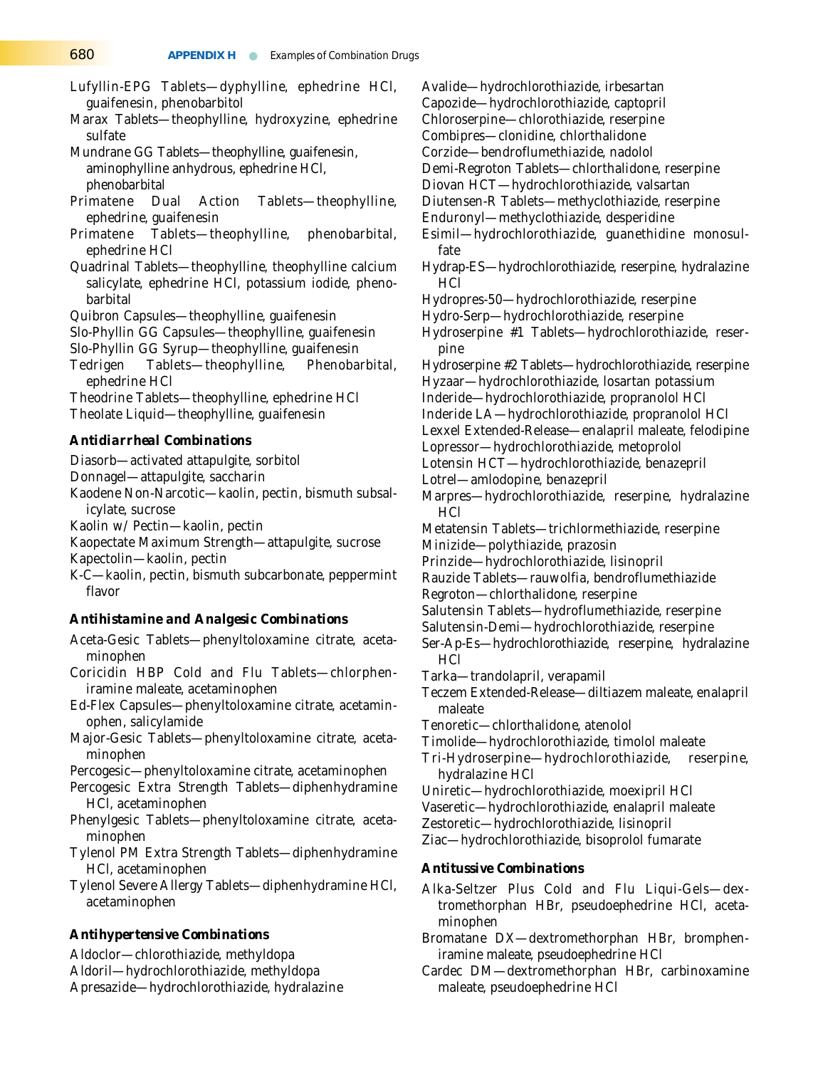Lufyllin-EPG Tablets—dyphylline, ephedrine HCl, guaifenesin, phenobarbitol

Marax Tablets—theophylline, hydroxyzine, ephedrine sulfate

Mundrane GG Tablets—theophylline, guaifenesin, aminophylline anhydrous, ephedrine HCl, phenobarbital

Primatene Dual Action Tablets—theophylline, ephedrine, guaifenesin

Primatene Tablets—theophylline, phenobarbital, ephedrine HCl

Quadrinal Tablets—theophylline, theophylline calcium salicylate, ephedrine HCl, potassium iodide, phenobarbital

Quibron Capsules—theophylline, guaifenesin

Slo-Phyllin GG Capsules—theophylline, guaifenesin

Slo-Phyllin GG Syrup—theophylline, guaifenesin

Tedrigen Tablets—theophylline, Phenobarbital, ephedrine HCl

Theodrine Tablets—theophylline, ephedrine HCl

Theolate Liquid—theophylline, guaifenesin

### *Antidiarrheal Combinations*

Diasorb—activated attapulgite, sorbitol

Donnagel—attapulgite, saccharin

Kaodene Non-Narcotic—kaolin, pectin, bismuth subsalicylate, sucrose

Kaolin w/ Pectin—kaolin, pectin

Kaopectate Maximum Strength—attapulgite, sucrose

Kapectolin—kaolin, pectin

K-C—kaolin, pectin, bismuth subcarbonate, peppermint flavor

### *Antihistamine and Analgesic Combinations*

Aceta-Gesic Tablets—phenyltoloxamine citrate, acetaminophen

Coricidin HBP Cold and Flu Tablets—chlorpheniramine maleate, acetaminophen

Ed-Flex Capsules—phenyltoloxamine citrate, acetaminophen, salicylamide

Major-Gesic Tablets—phenyltoloxamine citrate, acetaminophen

Percogesic—phenyltoloxamine citrate, acetaminophen

Percogesic Extra Strength Tablets—diphenhydramine HCl, acetaminophen

Phenylgesic Tablets—phenyltoloxamine citrate, acetaminophen

Tylenol PM Extra Strength Tablets—diphenhydramine HCl, acetaminophen

Tylenol Severe Allergy Tablets—diphenhydramine HCl, acetaminophen

### *Antihypertensive Combinations*

Aldoclor—chlorothiazide, methyldopa

Aldoril—hydrochlorothiazide, methyldopa

Apresazide—hydrochlorothiazide, hydralazine

Avalide—hydrochlorothiazide, irbesartan

Capozide—hydrochlorothiazide, captopril

Chloroserpine—chlorothiazide, reserpine

Combipres—clonidine, chlorthalidone

Corzide—bendroflumethiazide, nadolol

Demi-Regroton Tablets—chlorthalidone, reserpine

Diovan HCT—hydrochlorothiazide, valsartan

Diutensen-R Tablets—methyclothiazide, reserpine

Enduronyl—methyclothiazide, desperidine

Esimil—hydrochlorothiazide, guanethidine monosulfate

Hydrap-ES—hydrochlorothiazide, reserpine, hydralazine HCl

Hydropres-50—hydrochlorothiazide, reserpine

Hydro-Serp—hydrochlorothiazide, reserpine

Hydroserpine #1 Tablets—hydrochlorothiazide, reserpine

Hydroserpine #2 Tablets—hydrochlorothiazide, reserpine

Hyzaar—hydrochlorothiazide, losartan potassium

Inderide—hydrochlorothiazide, propranolol HCl

Inderide LA—hydrochlorothiazide, propranolol HCl

Lexxel Extended-Release—enalapril maleate, felodipine

Lopressor—hydrochlorothiazide, metoprolol

Lotensin HCT—hydrochlorothiazide, benazepril

Lotrel—amlodopine, benazepril

Marpres—hydrochlorothiazide, reserpine, hydralazine HCl

Metatensin Tablets—trichlormethiazide, reserpine

Minizide—polythiazide, prazosin

Prinzide—hydrochlorothiazide, lisinopril

Rauzide Tablets—rauwolfia, bendroflumethiazide

Regroton—chlorthalidone, reserpine

Salutensin Tablets—hydroflumethiazide, reserpine

Salutensin-Demi—hydrochlorothiazide, reserpine

Ser-Ap-Es—hydrochlorothiazide, reserpine, hydralazine HCl

Tarka—trandolapril, verapamil

Teczem Extended-Release—diltiazem maleate, enalapril maleate

Tenoretic—chlorthalidone, atenolol

Timolide—hydrochlorothiazide, timolol maleate

Tri-Hydroserpine—hydrochlorothiazide, reserpine, hydralazine HCl

Uniretic—hydrochlorothiazide, moexipril HCl

Vaseretic—hydrochlorothiazide, enalapril maleate

Zestoretic—hydrochlorothiazide, lisinopril

Ziac—hydrochlorothiazide, bisoprolol fumarate

### *Antitussive Combinations*

Alka-Seltzer Plus Cold and Flu Liqui-Gels—dextromethorphan HBr, pseudoephedrine HCl, acetaminophen

Bromatane DX—dextromethorphan HBr, brompheniramine maleate, pseudoephedrine HCl

Cardec DM—dextromethorphan HBr, carbinoxamine maleate, pseudoephedrine HCl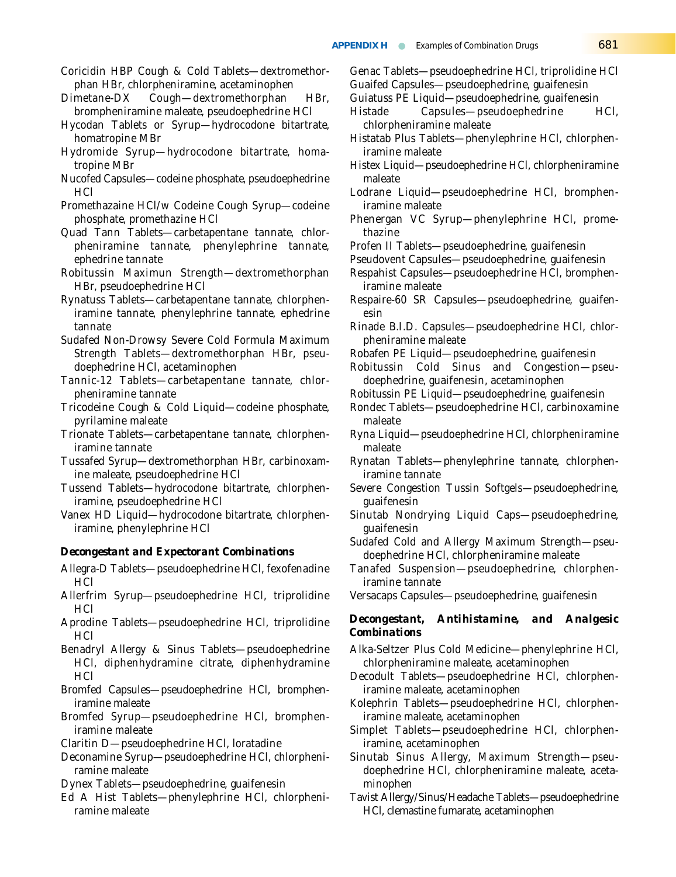Coricidin HBP Cough & Cold Tablets—dextromethorphan HBr, chlorpheniramine, acetaminophen

Dimetane-DX Cough—dextromethorphan HBr, brompheniramine maleate, pseudoephedrine HCl

Hycodan Tablets or Syrup—hydrocodone bitartrate, homatropine MBr

Hydromide Syrup—hydrocodone bitartrate, homatropine MBr

Nucofed Capsules—codeine phosphate, pseudoephedrine HCl

Promethazaine HCl/w Codeine Cough Syrup—codeine phosphate, promethazine HCl

Quad Tann Tablets—carbetapentane tannate, chlorpheniramine tannate, phenylephrine tannate, ephedrine tannate

Robitussin Maximun Strength—dextromethorphan HBr, pseudoephedrine HCl

Rynatuss Tablets—carbetapentane tannate, chlorpheniramine tannate, phenylephrine tannate, ephedrine tannate

Sudafed Non-Drowsy Severe Cold Formula Maximum Strength Tablets—dextromethorphan HBr, pseudoephedrine HCl, acetaminophen

Tannic-12 Tablets—carbetapentane tannate, chlorpheniramine tannate

Tricodeine Cough & Cold Liquid—codeine phosphate, pyrilamine maleate

Trionate Tablets—carbetapentane tannate, chlorpheniramine tannate

Tussafed Syrup—dextromethorphan HBr, carbinoxamine maleate, pseudoephedrine HCl

Tussend Tablets—hydrocodone bitartrate, chlorpheniramine, pseudoephedrine HCl

Vanex HD Liquid—hydrocodone bitartrate, chlorpheniramine, phenylephrine HCl

### *Decongestant and Expectorant Combinations*

Allegra-D Tablets—pseudoephedrine HCl, fexofenadine HCl

Allerfrim Syrup—pseudoephedrine HCl, triprolidine HCl

Aprodine Tablets—pseudoephedrine HCl, triprolidine HCl

Benadryl Allergy & Sinus Tablets—pseudoephedrine HCl, diphenhydramine citrate, diphenhydramine HCl

Bromfed Capsules—pseudoephedrine HCl, brompheniramine maleate

Bromfed Syrup—pseudoephedrine HCl, brompheniramine maleate

Claritin D—pseudoephedrine HCl, loratadine

Deconamine Syrup—pseudoephedrine HCl, chlorpheniramine maleate

Dynex Tablets—pseudoephedrine, guaifenesin

Ed A Hist Tablets—phenylephrine HCl, chlorpheniramine maleate

Genac Tablets—pseudoephedrine HCl, triprolidine HCl

Guaifed Capsules—pseudoephedrine, guaifenesin

Guiatuss PE Liquid—pseudoephedrine, guaifenesin

Histade Capsules—pseudoephedrine HCl, chlorpheniramine maleate

Histatab Plus Tablets—phenylephrine HCl, chlorpheniramine maleate

Histex Liquid—pseudoephedrine HCl, chlorpheniramine maleate

Lodrane Liquid—pseudoephedrine HCl, brompheniramine maleate

Phenergan VC Syrup—phenylephrine HCl, promethazine

Profen II Tablets—pseudoephedrine, guaifenesin

Pseudovent Capsules—pseudoephedrine, guaifenesin

Respahist Capsules—pseudoephedrine HCl, brompheniramine maleate

Respaire-60 SR Capsules—pseudoephedrine, guaifenesin

Rinade B.I.D. Capsules—pseudoephedrine HCl, chlorpheniramine maleate

Robafen PE Liquid—pseudoephedrine, guaifenesin

Robitussin Cold Sinus and Congestion—pseudoephedrine, guaifenesin, acetaminophen

Robitussin PE Liquid—pseudoephedrine, guaifenesin

Rondec Tablets—pseudoephedrine HCl, carbinoxamine maleate

Ryna Liquid—pseudoephedrine HCl, chlorpheniramine maleate

Rynatan Tablets—phenylephrine tannate, chlorpheniramine tannate

Severe Congestion Tussin Softgels—pseudoephedrine, guaifenesin

Sinutab Nondrying Liquid Caps—pseudoephedrine, guaifenesin

Sudafed Cold and Allergy Maximum Strength—pseudoephedrine HCl, chlorpheniramine maleate

Tanafed Suspension—pseudoephedrine, chlorpheniramine tannate

Versacaps Capsules—pseudoephedrine, guaifenesin

### *Decongestant, Antihistamine, and Analgesic Combinations*

Alka-Seltzer Plus Cold Medicine—phenylephrine HCl, chlorpheniramine maleate, acetaminophen

Decodult Tablets—pseudoephedrine HCl, chlorpheniramine maleate, acetaminophen

Kolephrin Tablets—pseudoephedrine HCl, chlorpheniramine maleate, acetaminophen

Simplet Tablets—pseudoephedrine HCl, chlorpheniramine, acetaminophen

Sinutab Sinus Allergy, Maximum Strength—pseudoephedrine HCl, chlorpheniramine maleate, acetaminophen

Tavist Allergy/Sinus/Headache Tablets—pseudoephedrine HCl, clemastine fumarate, acetaminophen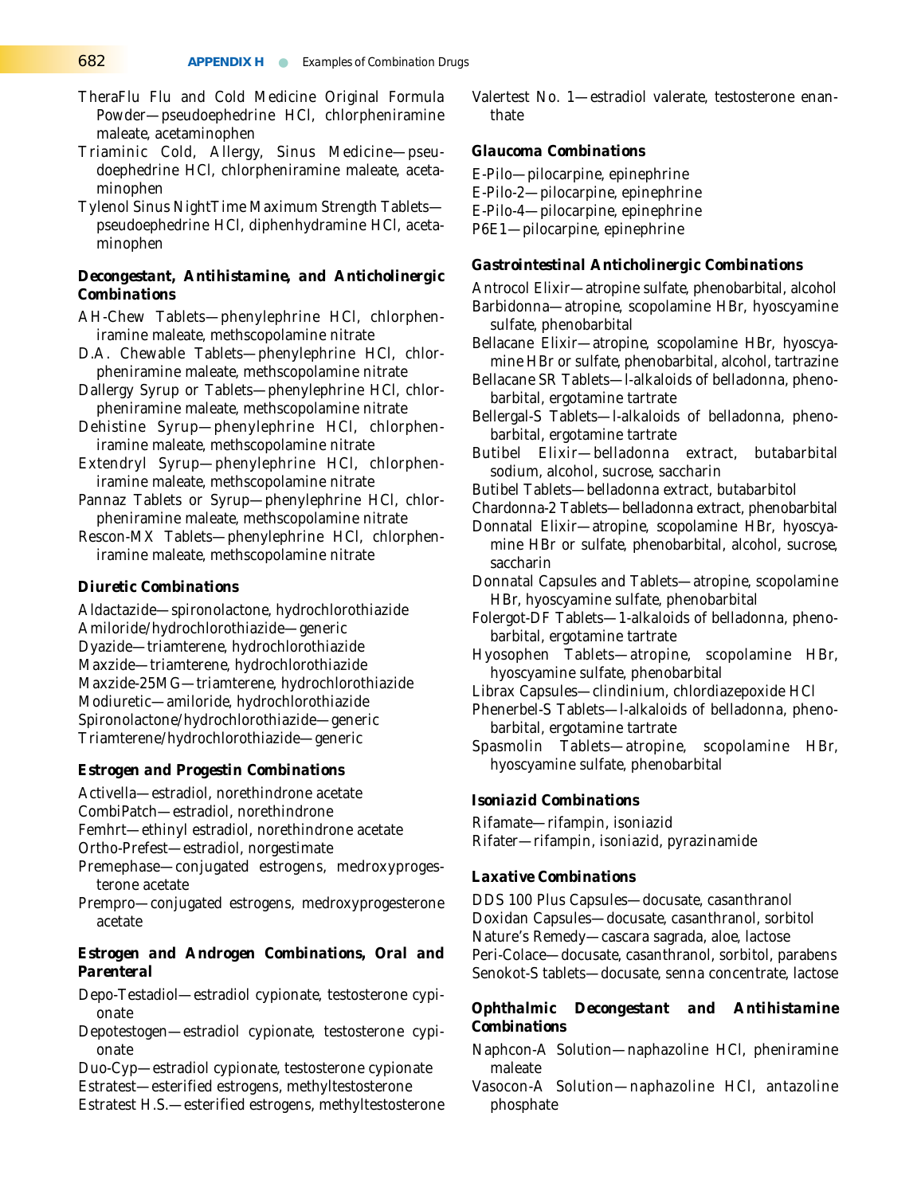TheraFlu Flu and Cold Medicine Original Formula Powder—pseudoephedrine HCl, chlorpheniramine maleate, acetaminophen

Triaminic Cold, Allergy, Sinus Medicine—pseudoephedrine HCl, chlorpheniramine maleate, acetaminophen

Tylenol Sinus NightTime Maximum Strength Tablets—pseudoephedrine HCl, diphenhydramine HCl, acetaminophen

### *Decongestant, Antihistamine, and Anticholinergic Combinations*

AH-Chew Tablets—phenylephrine HCl, chlorpheniramine maleate, methscopolamine nitrate

D.A. Chewable Tablets—phenylephrine HCl, chlorpheniramine maleate, methscopolamine nitrate

Dallergy Syrup or Tablets—phenylephrine HCl, chlorpheniramine maleate, methscopolamine nitrate

Dehistine Syrup—phenylephrine HCl, chlorpheniramine maleate, methscopolamine nitrate

Extendryl Syrup—phenylephrine HCl, chlorpheniramine maleate, methscopolamine nitrate

Pannaz Tablets or Syrup—phenylephrine HCl, chlorpheniramine maleate, methscopolamine nitrate

Rescon-MX Tablets—phenylephrine HCl, chlorpheniramine maleate, methscopolamine nitrate

### *Diuretic Combinations*

Aldactazide—spironolactone, hydrochlorothiazide

Amiloride/hydrochlorothiazide—generic

Dyazide—triamterene, hydrochlorothiazide

Maxzide—triamterene, hydrochlorothiazide

Maxzide-25MG—triamterene, hydrochlorothiazide

Modiuretic—amiloride, hydrochlorothiazide

Spironolactone/hydrochlorothiazide—generic

Triamterene/hydrochlorothiazide—generic

### *Estrogen and Progestin Combinations*

Activella—estradiol, norethindrone acetate

CombiPatch—estradiol, norethindrone

Femhrt—ethinyl estradiol, norethindrone acetate

Ortho-Prefest—estradiol, norgestimate

Premephase—conjugated estrogens, medroxyprogesterone acetate

Prempro—conjugated estrogens, medroxyprogesterone acetate

### *Estrogen and Androgen Combinations, Oral and Parenteral*

Depo-Testadiol—estradiol cypionate, testosterone cypionate

Depotestogen—estradiol cypionate, testosterone cypionate

Duo-Cyp—estradiol cypionate, testosterone cypionate

Estratest—esterified estrogens, methyltestosterone

Estratest H.S.—esterified estrogens, methyltestosterone

Valertest No. 1—estradiol valerate, testosterone enanthate

### *Glaucoma Combinations*

E-Pilo—pilocarpine, epinephrine

E-Pilo-2—pilocarpine, epinephrine

E-Pilo-4—pilocarpine, epinephrine

P6E1—pilocarpine, epinephrine

### *Gastrointestinal Anticholinergic Combinations*

Antrocol Elixir—atropine sulfate, phenobarbital, alcohol

Barbidonna—atropine, scopolamine HBr, hyoscyamine sulfate, phenobarbital

Bellacane Elixir—atropine, scopolamine HBr, hyoscyamine HBr or sulfate, phenobarbital, alcohol, tartrazine

Bellacane SR Tablets—l-alkaloids of belladonna, phenobarbital, ergotamine tartrate

Bellergal-S Tablets—l-alkaloids of belladonna, phenobarbital, ergotamine tartrate

Butibel Elixir—belladonna extract, butabarbital sodium, alcohol, sucrose, saccharin

Butibel Tablets—belladonna extract, butabarbitol

Chardonna-2 Tablets—belladonna extract, phenobarbital

Donnatal Elixir—atropine, scopolamine HBr, hyoscyamine HBr or sulfate, phenobarbital, alcohol, sucrose, saccharin

Donnatal Capsules and Tablets—atropine, scopolamine HBr, hyoscyamine sulfate, phenobarbital

Folergot-DF Tablets—1-alkaloids of belladonna, phenobarbital, ergotamine tartrate

Hyosophen Tablets—atropine, scopolamine HBr, hyoscyamine sulfate, phenobarbital

Librax Capsules—clindinium, chlordiazepoxide HCl

Phenerbel-S Tablets—l-alkaloids of belladonna, phenobarbital, ergotamine tartrate

Spasmolin Tablets—atropine, scopolamine HBr, hyoscyamine sulfate, phenobarbital

### *Isoniazid Combinations*

Rifamate—rifampin, isoniazid

Rifater—rifampin, isoniazid, pyrazinamide

### *Laxative Combinations*

DDS 100 Plus Capsules—docusate, casanthranol

Doxidan Capsules—docusate, casanthranol, sorbitol

Nature's Remedy—cascara sagrada, aloe, lactose

Peri-Colace—docusate, casanthranol, sorbitol, parabens

Senokot-S tablets—docusate, senna concentrate, lactose

### *Ophthalmic Decongestant and Antihistamine Combinations*

Naphcon-A Solution—naphazoline HCl, pheniramine maleate

Vasocon-A Solution—naphazoline HCl, antazoline phosphate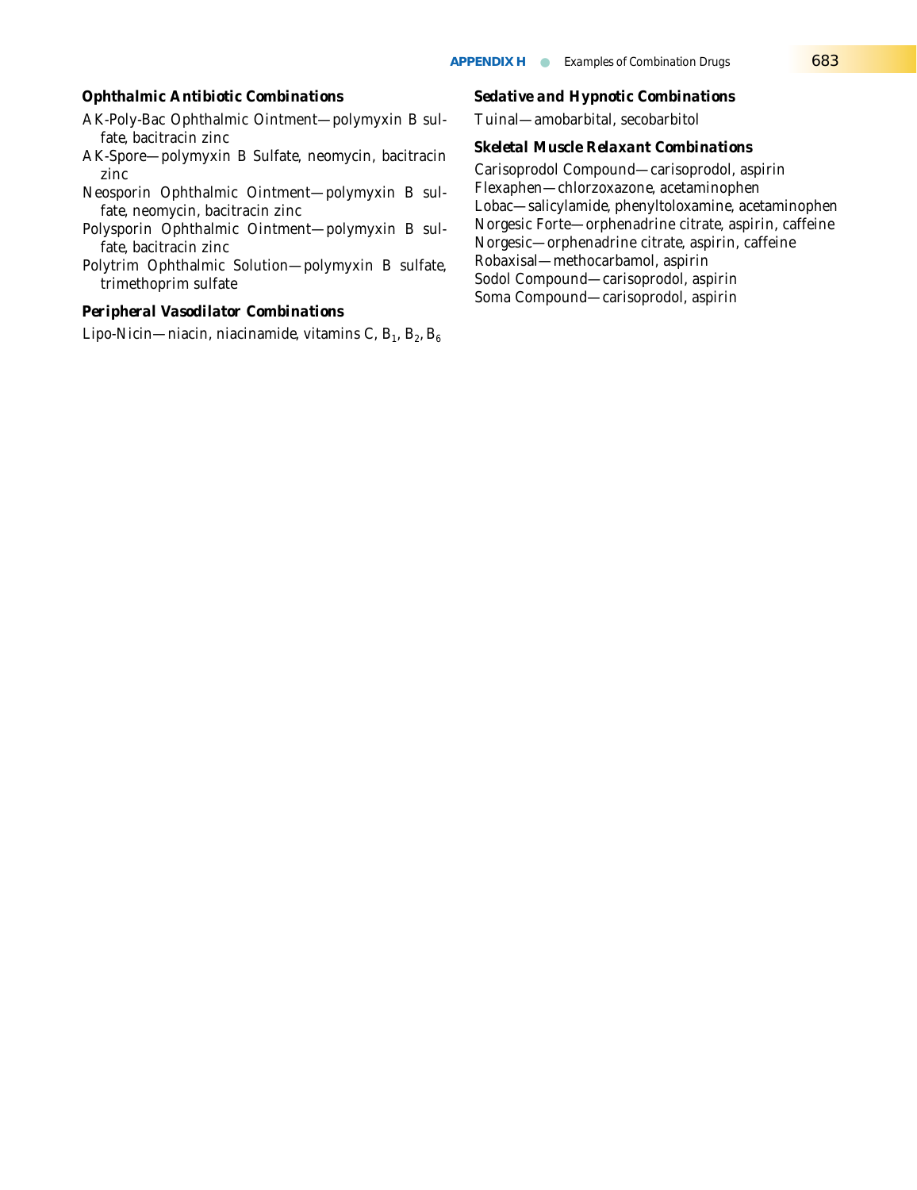### Ophthalmic Antibiotic Combinations

AK-Poly-Bac Ophthalmic Ointment—polymyxin B sulfate, bacitracin zinc
AK-Spore—polymyxin B Sulfate, neomycin, bacitracin zinc
Neosporin Ophthalmic Ointment—polymyxin B sulfate, neomycin, bacitracin zinc
Polysporin Ophthalmic Ointment—polymyxin B sulfate, bacitracin zinc
Polytrim Ophthalmic Solution—polymyxin B sulfate, trimethoprim sulfate

### Peripheral Vasodilator Combinations

Lipo-Nicin—niacin, niacinamide, vitamins C, $B_1$, $B_2$, $B_6$

### Sedative and Hypnotic Combinations

Tuinal—amobarbital, secobarbitol

### Skeletal Muscle Relaxant Combinations

Carisoprodol Compound—carisoprodol, aspirin
Flexaphen—chlorzoxazone, acetaminophen
Lobac—salicylamide, phenyltoloxamine, acetaminophen
Norgesic Forte—orphenadrine citrate, aspirin, caffeine
Norgesic—orphenadrine citrate, aspirin, caffeine
Robaxisal—methocarbamol, aspirin
Sodol Compound—carisoprodol, aspirin
Soma Compound—carisoprodol, aspirin